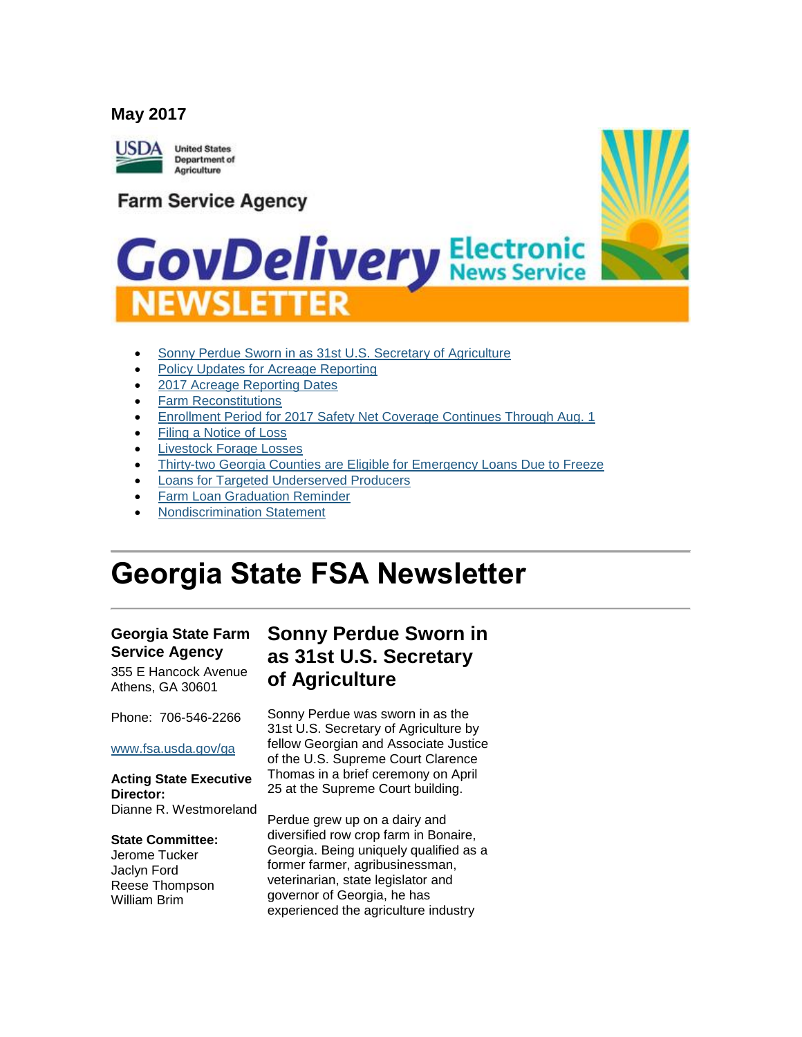**May 2017**

USDA United States Department of Agriculture

Farm Service Agency

GovDelivery Electronic News Service NEWSLETTER

- Sonny Perdue Sworn in as 31st U.S. Secretary of Agriculture
- Policy Updates for Acreage Reporting
- 2017 Acreage Reporting Dates
- Farm Reconstitutions
- Enrollment Period for 2017 Safety Net Coverage Continues Through Aug. 1
- Filing a Notice of Loss
- Livestock Forage Losses
- Thirty-two Georgia Counties are Eligible for Emergency Loans Due to Freeze
- Loans for Targeted Underserved Producers
- Farm Loan Graduation Reminder
- Nondiscrimination Statement

# Georgia State FSA Newsletter

**Georgia State Farm Service Agency**
355 E Hancock Avenue
Athens, GA 30601

Phone: 706-546-2266

www.fsa.usda.gov/ga

**Acting State Executive Director:**
Dianne R. Westmoreland

**State Committee:**
Jerome Tucker
Jaclyn Ford
Reese Thompson
William Brim

## Sonny Perdue Sworn in as 31st U.S. Secretary of Agriculture

Sonny Perdue was sworn in as the 31st U.S. Secretary of Agriculture by fellow Georgian and Associate Justice of the U.S. Supreme Court Clarence Thomas in a brief ceremony on April 25 at the Supreme Court building.

Perdue grew up on a dairy and diversified row crop farm in Bonaire, Georgia. Being uniquely qualified as a former farmer, agribusinessman, veterinarian, state legislator and governor of Georgia, he has experienced the agriculture industry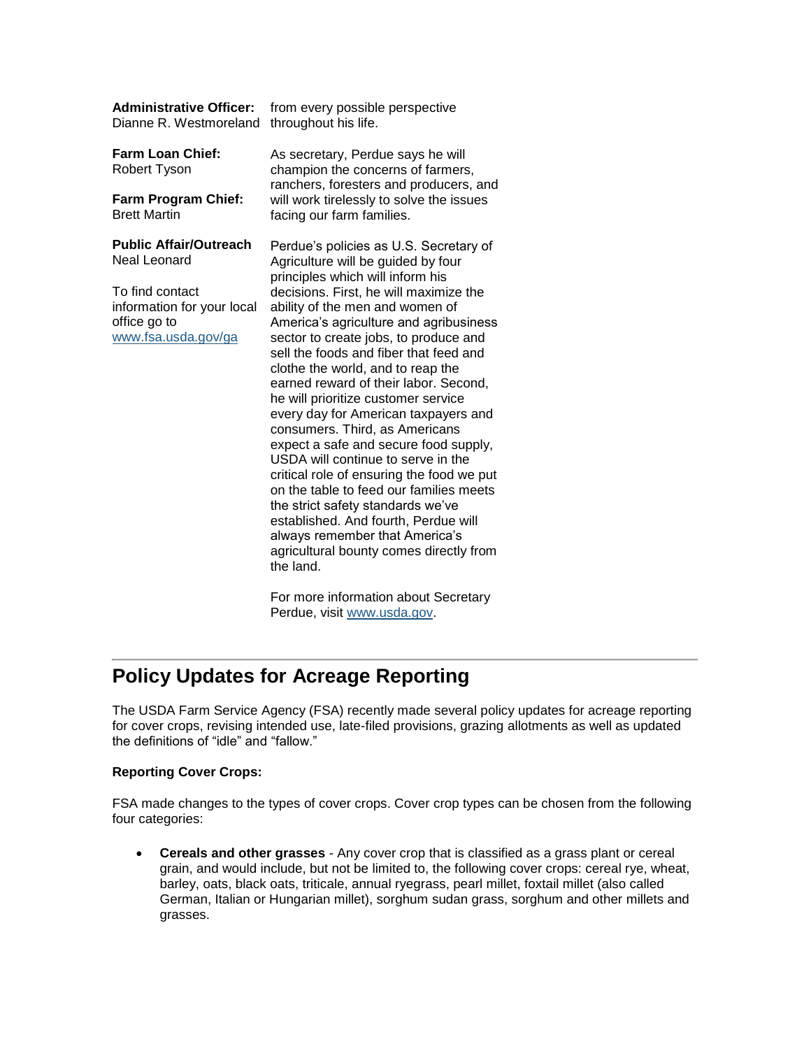**Administrative Officer:**
Dianne R. Westmoreland

**Farm Loan Chief:**
Robert Tyson

**Farm Program Chief:**
Brett Martin

**Public Affair/Outreach**
Neal Leonard

To find contact information for your local office go to [www.fsa.usda.gov/ga](http://www.fsa.usda.gov/ga)

from every possible perspective throughout his life.

As secretary, Perdue says he will champion the concerns of farmers, ranchers, foresters and producers, and will work tirelessly to solve the issues facing our farm families.

Perdue's policies as U.S. Secretary of Agriculture will be guided by four principles which will inform his decisions. First, he will maximize the ability of the men and women of America's agriculture and agribusiness sector to create jobs, to produce and sell the foods and fiber that feed and clothe the world, and to reap the earned reward of their labor. Second, he will prioritize customer service every day for American taxpayers and consumers. Third, as Americans expect a safe and secure food supply, USDA will continue to serve in the critical role of ensuring the food we put on the table to feed our families meets the strict safety standards we've established. And fourth, Perdue will always remember that America's agricultural bounty comes directly from the land.

For more information about Secretary Perdue, visit [www.usda.gov](http://www.usda.gov).

## Policy Updates for Acreage Reporting

The USDA Farm Service Agency (FSA) recently made several policy updates for acreage reporting for cover crops, revising intended use, late-filed provisions, grazing allotments as well as updated the definitions of "idle" and "fallow."

**Reporting Cover Crops:**

FSA made changes to the types of cover crops. Cover crop types can be chosen from the following four categories:

- **Cereals and other grasses** - Any cover crop that is classified as a grass plant or cereal grain, and would include, but not be limited to, the following cover crops: cereal rye, wheat, barley, oats, black oats, triticale, annual ryegrass, pearl millet, foxtail millet (also called German, Italian or Hungarian millet), sorghum sudan grass, sorghum and other millets and grasses.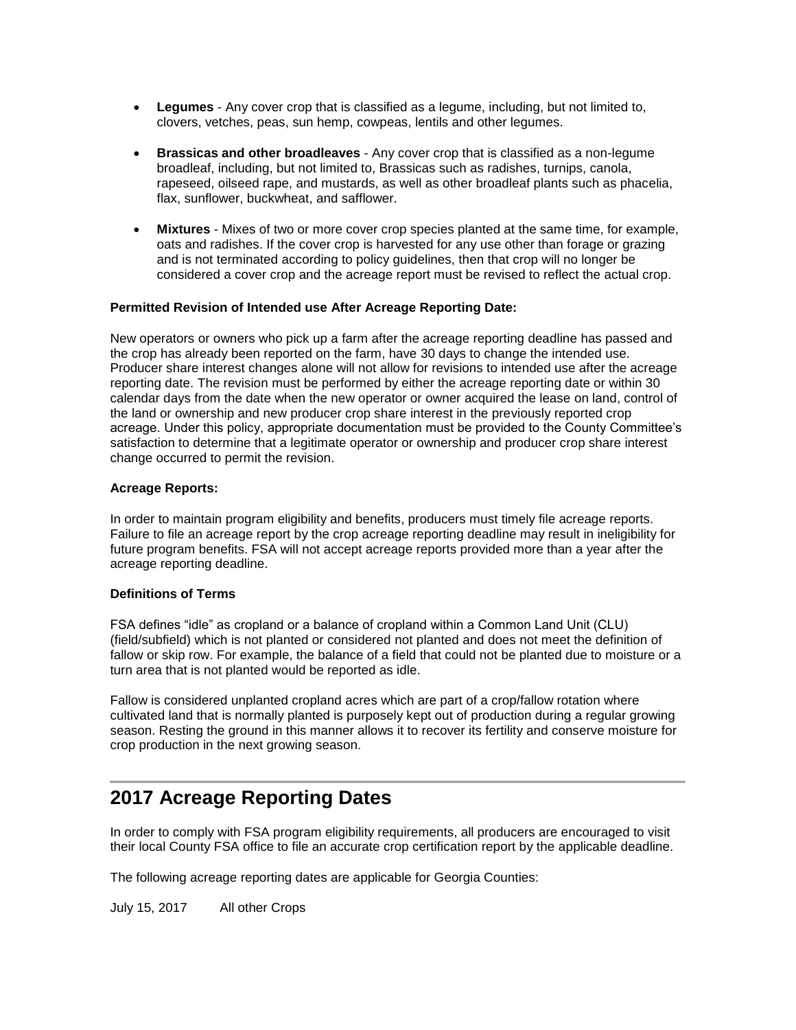- **Legumes** - Any cover crop that is classified as a legume, including, but not limited to, clovers, vetches, peas, sun hemp, cowpeas, lentils and other legumes.
- **Brassicas and other broadleaves** - Any cover crop that is classified as a non-legume broadleaf, including, but not limited to, Brassicas such as radishes, turnips, canola, rapeseed, oilseed rape, and mustards, as well as other broadleaf plants such as phacelia, flax, sunflower, buckwheat, and safflower.
- **Mixtures** - Mixes of two or more cover crop species planted at the same time, for example, oats and radishes. If the cover crop is harvested for any use other than forage or grazing and is not terminated according to policy guidelines, then that crop will no longer be considered a cover crop and the acreage report must be revised to reflect the actual crop.

**Permitted Revision of Intended use After Acreage Reporting Date:**

New operators or owners who pick up a farm after the acreage reporting deadline has passed and the crop has already been reported on the farm, have 30 days to change the intended use. Producer share interest changes alone will not allow for revisions to intended use after the acreage reporting date. The revision must be performed by either the acreage reporting date or within 30 calendar days from the date when the new operator or owner acquired the lease on land, control of the land or ownership and new producer crop share interest in the previously reported crop acreage. Under this policy, appropriate documentation must be provided to the County Committee's satisfaction to determine that a legitimate operator or ownership and producer crop share interest change occurred to permit the revision.

**Acreage Reports:**

In order to maintain program eligibility and benefits, producers must timely file acreage reports. Failure to file an acreage report by the crop acreage reporting deadline may result in ineligibility for future program benefits. FSA will not accept acreage reports provided more than a year after the acreage reporting deadline.

**Definitions of Terms**

FSA defines "idle" as cropland or a balance of cropland within a Common Land Unit (CLU) (field/subfield) which is not planted or considered not planted and does not meet the definition of fallow or skip row. For example, the balance of a field that could not be planted due to moisture or a turn area that is not planted would be reported as idle.

Fallow is considered unplanted cropland acres which are part of a crop/fallow rotation where cultivated land that is normally planted is purposely kept out of production during a regular growing season. Resting the ground in this manner allows it to recover its fertility and conserve moisture for crop production in the next growing season.

## 2017 Acreage Reporting Dates

In order to comply with FSA program eligibility requirements, all producers are encouraged to visit their local County FSA office to file an accurate crop certification report by the applicable deadline.

The following acreage reporting dates are applicable for Georgia Counties:

July 15, 2017 All other Crops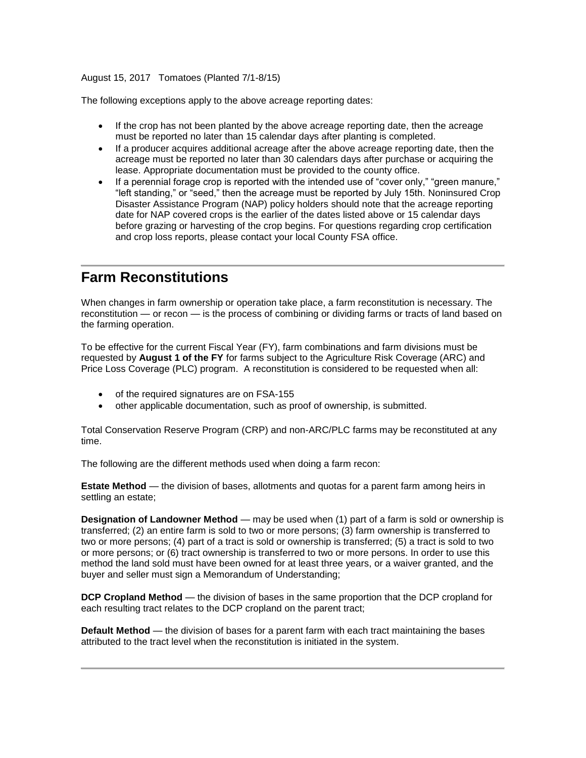August 15, 2017 Tomatoes (Planted 7/1-8/15)

The following exceptions apply to the above acreage reporting dates:

- If the crop has not been planted by the above acreage reporting date, then the acreage must be reported no later than 15 calendar days after planting is completed.
- If a producer acquires additional acreage after the above acreage reporting date, then the acreage must be reported no later than 30 calendars days after purchase or acquiring the lease. Appropriate documentation must be provided to the county office.
- If a perennial forage crop is reported with the intended use of "cover only," "green manure," "left standing," or "seed," then the acreage must be reported by July 15th. Noninsured Crop Disaster Assistance Program (NAP) policy holders should note that the acreage reporting date for NAP covered crops is the earlier of the dates listed above or 15 calendar days before grazing or harvesting of the crop begins. For questions regarding crop certification and crop loss reports, please contact your local County FSA office.

---

## Farm Reconstitutions

When changes in farm ownership or operation take place, a farm reconstitution is necessary. The reconstitution — or recon — is the process of combining or dividing farms or tracts of land based on the farming operation.

To be effective for the current Fiscal Year (FY), farm combinations and farm divisions must be requested by **August 1 of the FY** for farms subject to the Agriculture Risk Coverage (ARC) and Price Loss Coverage (PLC) program. A reconstitution is considered to be requested when all:

- of the required signatures are on FSA-155
- other applicable documentation, such as proof of ownership, is submitted.

Total Conservation Reserve Program (CRP) and non-ARC/PLC farms may be reconstituted at any time.

The following are the different methods used when doing a farm recon:

**Estate Method** — the division of bases, allotments and quotas for a parent farm among heirs in settling an estate;

**Designation of Landowner Method** — may be used when (1) part of a farm is sold or ownership is transferred; (2) an entire farm is sold to two or more persons; (3) farm ownership is transferred to two or more persons; (4) part of a tract is sold or ownership is transferred; (5) a tract is sold to two or more persons; or (6) tract ownership is transferred to two or more persons. In order to use this method the land sold must have been owned for at least three years, or a waiver granted, and the buyer and seller must sign a Memorandum of Understanding;

**DCP Cropland Method** — the division of bases in the same proportion that the DCP cropland for each resulting tract relates to the DCP cropland on the parent tract;

**Default Method** — the division of bases for a parent farm with each tract maintaining the bases attributed to the tract level when the reconstitution is initiated in the system.

---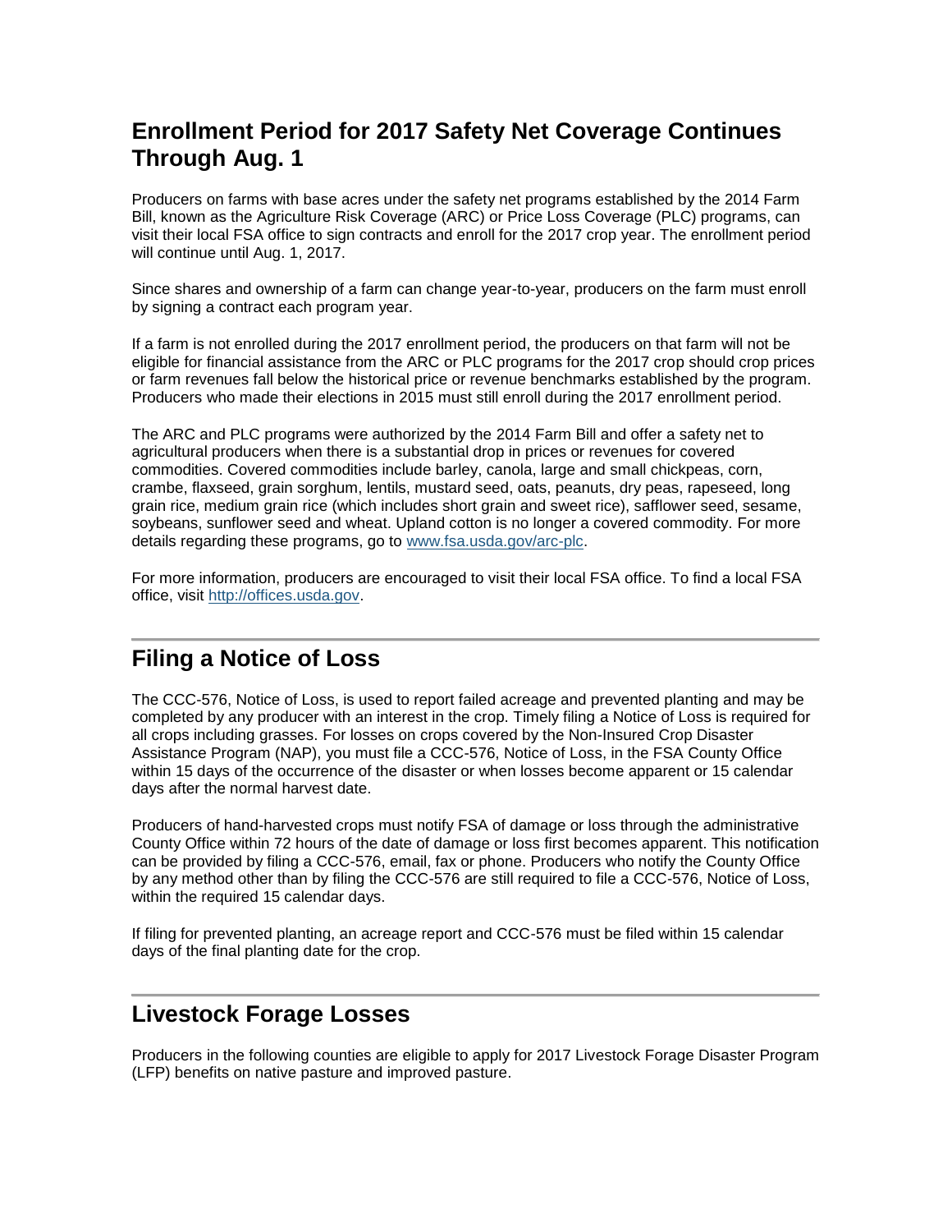## Enrollment Period for 2017 Safety Net Coverage Continues Through Aug. 1

Producers on farms with base acres under the safety net programs established by the 2014 Farm Bill, known as the Agriculture Risk Coverage (ARC) or Price Loss Coverage (PLC) programs, can visit their local FSA office to sign contracts and enroll for the 2017 crop year. The enrollment period will continue until Aug. 1, 2017.

Since shares and ownership of a farm can change year-to-year, producers on the farm must enroll by signing a contract each program year.

If a farm is not enrolled during the 2017 enrollment period, the producers on that farm will not be eligible for financial assistance from the ARC or PLC programs for the 2017 crop should crop prices or farm revenues fall below the historical price or revenue benchmarks established by the program. Producers who made their elections in 2015 must still enroll during the 2017 enrollment period.

The ARC and PLC programs were authorized by the 2014 Farm Bill and offer a safety net to agricultural producers when there is a substantial drop in prices or revenues for covered commodities. Covered commodities include barley, canola, large and small chickpeas, corn, crambe, flaxseed, grain sorghum, lentils, mustard seed, oats, peanuts, dry peas, rapeseed, long grain rice, medium grain rice (which includes short grain and sweet rice), safflower seed, sesame, soybeans, sunflower seed and wheat. Upland cotton is no longer a covered commodity. For more details regarding these programs, go to [www.fsa.usda.gov/arc-plc](http://www.fsa.usda.gov/arc-plc).

For more information, producers are encouraged to visit their local FSA office. To find a local FSA office, visit [http://offices.usda.gov](http://offices.usda.gov).

---

## Filing a Notice of Loss

The CCC-576, Notice of Loss, is used to report failed acreage and prevented planting and may be completed by any producer with an interest in the crop. Timely filing a Notice of Loss is required for all crops including grasses. For losses on crops covered by the Non-Insured Crop Disaster Assistance Program (NAP), you must file a CCC-576, Notice of Loss, in the FSA County Office within 15 days of the occurrence of the disaster or when losses become apparent or 15 calendar days after the normal harvest date.

Producers of hand-harvested crops must notify FSA of damage or loss through the administrative County Office within 72 hours of the date of damage or loss first becomes apparent. This notification can be provided by filing a CCC-576, email, fax or phone. Producers who notify the County Office by any method other than by filing the CCC-576 are still required to file a CCC-576, Notice of Loss, within the required 15 calendar days.

If filing for prevented planting, an acreage report and CCC-576 must be filed within 15 calendar days of the final planting date for the crop.

---

## Livestock Forage Losses

Producers in the following counties are eligible to apply for 2017 Livestock Forage Disaster Program (LFP) benefits on native pasture and improved pasture.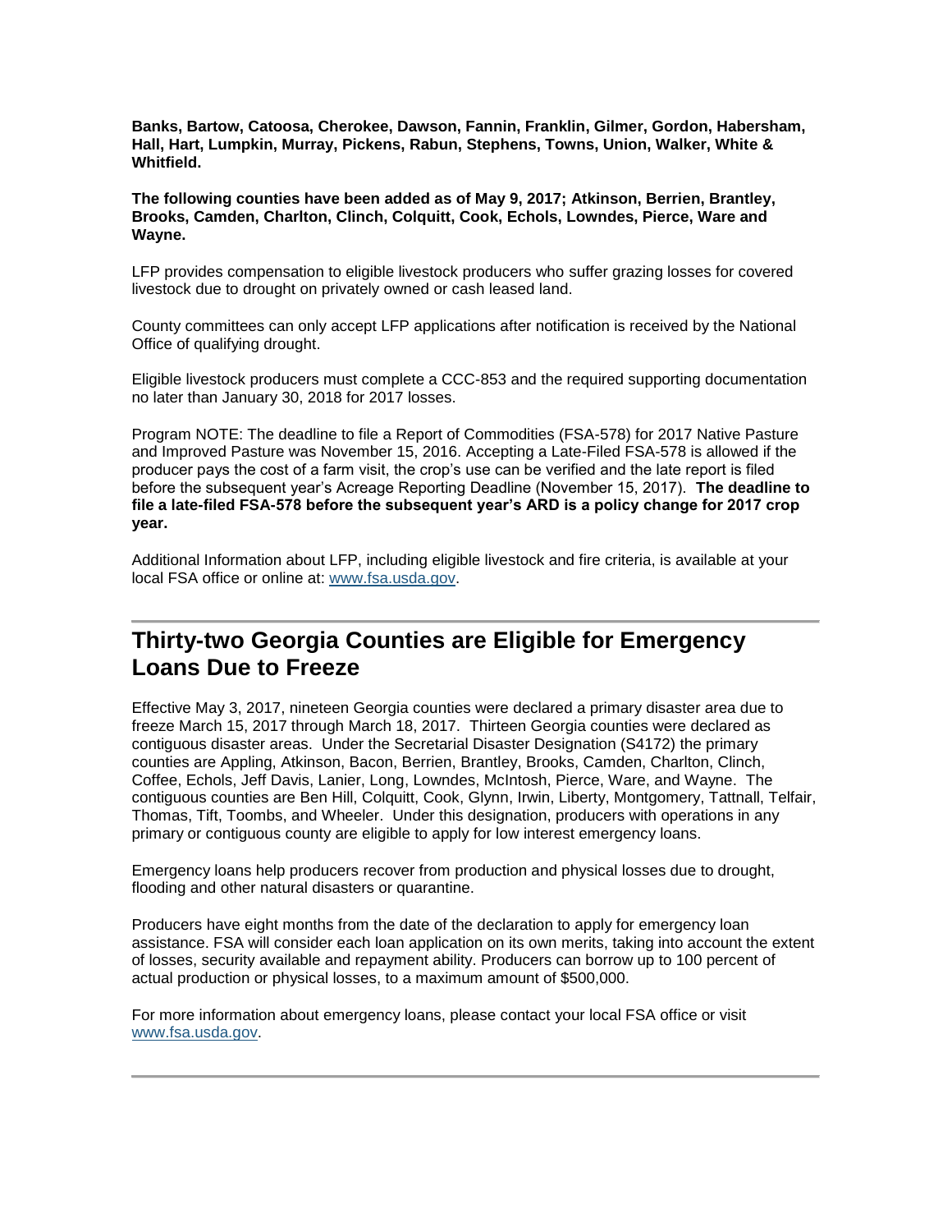**Banks, Bartow, Catoosa, Cherokee, Dawson, Fannin, Franklin, Gilmer, Gordon, Habersham, Hall, Hart, Lumpkin, Murray, Pickens, Rabun, Stephens, Towns, Union, Walker, White & Whitfield.**

**The following counties have been added as of May 9, 2017; Atkinson, Berrien, Brantley, Brooks, Camden, Charlton, Clinch, Colquitt, Cook, Echols, Lowndes, Pierce, Ware and Wayne.**

LFP provides compensation to eligible livestock producers who suffer grazing losses for covered livestock due to drought on privately owned or cash leased land.

County committees can only accept LFP applications after notification is received by the National Office of qualifying drought.

Eligible livestock producers must complete a CCC-853 and the required supporting documentation no later than January 30, 2018 for 2017 losses.

Program NOTE: The deadline to file a Report of Commodities (FSA-578) for 2017 Native Pasture and Improved Pasture was November 15, 2016. Accepting a Late-Filed FSA-578 is allowed if the producer pays the cost of a farm visit, the crop's use can be verified and the late report is filed before the subsequent year's Acreage Reporting Deadline (November 15, 2017). **The deadline to file a late-filed FSA-578 before the subsequent year's ARD is a policy change for 2017 crop year.**

Additional Information about LFP, including eligible livestock and fire criteria, is available at your local FSA office or online at: [www.fsa.usda.gov](www.fsa.usda.gov).

---

## Thirty-two Georgia Counties are Eligible for Emergency Loans Due to Freeze

Effective May 3, 2017, nineteen Georgia counties were declared a primary disaster area due to freeze March 15, 2017 through March 18, 2017. Thirteen Georgia counties were declared as contiguous disaster areas. Under the Secretarial Disaster Designation (S4172) the primary counties are Appling, Atkinson, Bacon, Berrien, Brantley, Brooks, Camden, Charlton, Clinch, Coffee, Echols, Jeff Davis, Lanier, Long, Lowndes, McIntosh, Pierce, Ware, and Wayne. The contiguous counties are Ben Hill, Colquitt, Cook, Glynn, Irwin, Liberty, Montgomery, Tattnall, Telfair, Thomas, Tift, Toombs, and Wheeler. Under this designation, producers with operations in any primary or contiguous county are eligible to apply for low interest emergency loans.

Emergency loans help producers recover from production and physical losses due to drought, flooding and other natural disasters or quarantine.

Producers have eight months from the date of the declaration to apply for emergency loan assistance. FSA will consider each loan application on its own merits, taking into account the extent of losses, security available and repayment ability. Producers can borrow up to 100 percent of actual production or physical losses, to a maximum amount of $500,000.

For more information about emergency loans, please contact your local FSA office or visit [www.fsa.usda.gov](www.fsa.usda.gov).

---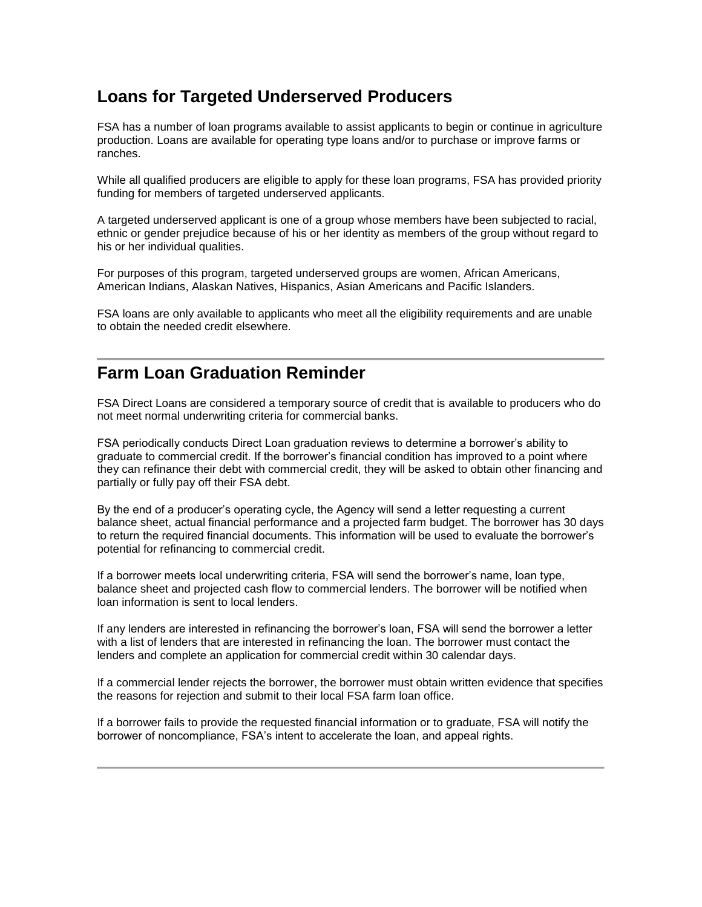## Loans for Targeted Underserved Producers

FSA has a number of loan programs available to assist applicants to begin or continue in agriculture production. Loans are available for operating type loans and/or to purchase or improve farms or ranches.

While all qualified producers are eligible to apply for these loan programs, FSA has provided priority funding for members of targeted underserved applicants.

A targeted underserved applicant is one of a group whose members have been subjected to racial, ethnic or gender prejudice because of his or her identity as members of the group without regard to his or her individual qualities.

For purposes of this program, targeted underserved groups are women, African Americans, American Indians, Alaskan Natives, Hispanics, Asian Americans and Pacific Islanders.

FSA loans are only available to applicants who meet all the eligibility requirements and are unable to obtain the needed credit elsewhere.

---

## Farm Loan Graduation Reminder

FSA Direct Loans are considered a temporary source of credit that is available to producers who do not meet normal underwriting criteria for commercial banks.

FSA periodically conducts Direct Loan graduation reviews to determine a borrower's ability to graduate to commercial credit. If the borrower's financial condition has improved to a point where they can refinance their debt with commercial credit, they will be asked to obtain other financing and partially or fully pay off their FSA debt.

By the end of a producer's operating cycle, the Agency will send a letter requesting a current balance sheet, actual financial performance and a projected farm budget. The borrower has 30 days to return the required financial documents. This information will be used to evaluate the borrower's potential for refinancing to commercial credit.

If a borrower meets local underwriting criteria, FSA will send the borrower's name, loan type, balance sheet and projected cash flow to commercial lenders. The borrower will be notified when loan information is sent to local lenders.

If any lenders are interested in refinancing the borrower's loan, FSA will send the borrower a letter with a list of lenders that are interested in refinancing the loan. The borrower must contact the lenders and complete an application for commercial credit within 30 calendar days.

If a commercial lender rejects the borrower, the borrower must obtain written evidence that specifies the reasons for rejection and submit to their local FSA farm loan office.

If a borrower fails to provide the requested financial information or to graduate, FSA will notify the borrower of noncompliance, FSA's intent to accelerate the loan, and appeal rights.

---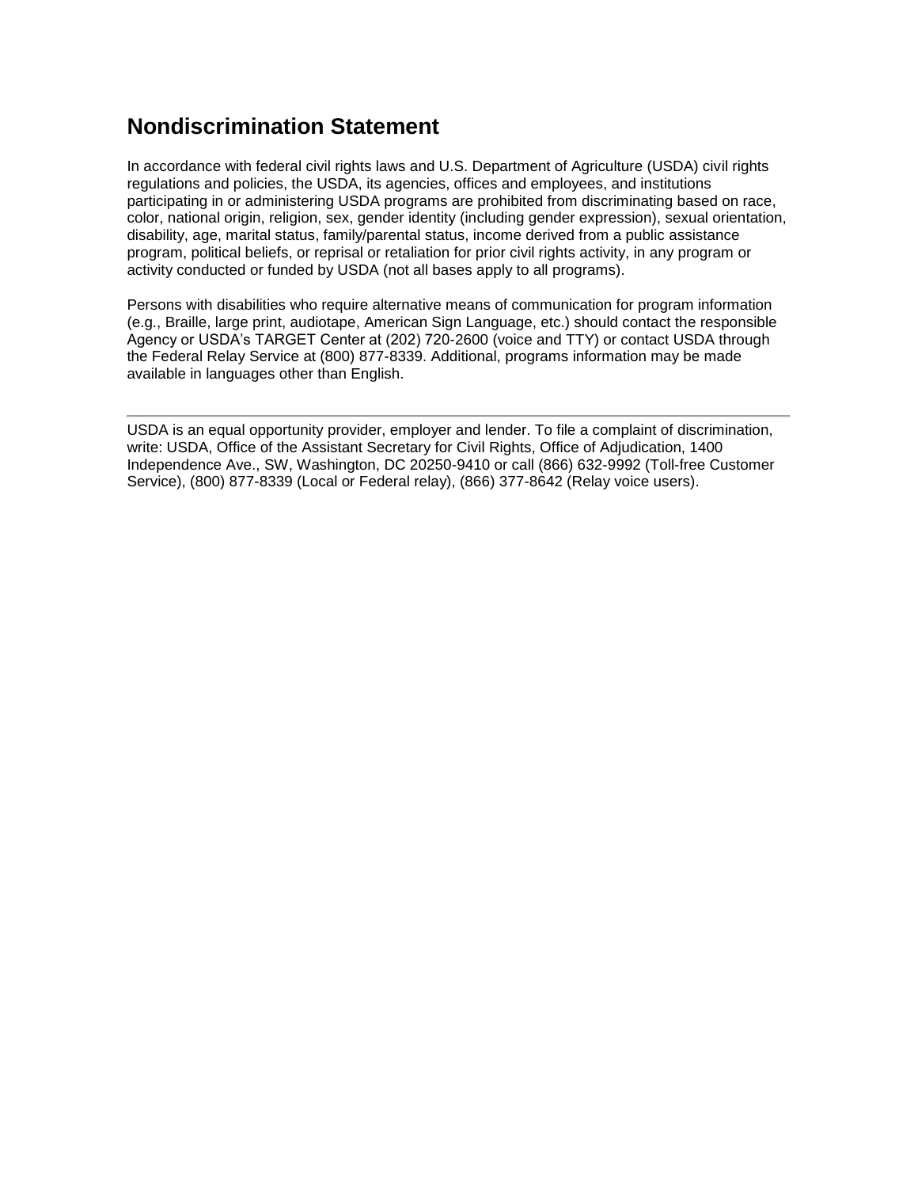## Nondiscrimination Statement

In accordance with federal civil rights laws and U.S. Department of Agriculture (USDA) civil rights regulations and policies, the USDA, its agencies, offices and employees, and institutions participating in or administering USDA programs are prohibited from discriminating based on race, color, national origin, religion, sex, gender identity (including gender expression), sexual orientation, disability, age, marital status, family/parental status, income derived from a public assistance program, political beliefs, or reprisal or retaliation for prior civil rights activity, in any program or activity conducted or funded by USDA (not all bases apply to all programs).

Persons with disabilities who require alternative means of communication for program information (e.g., Braille, large print, audiotape, American Sign Language, etc.) should contact the responsible Agency or USDA's TARGET Center at (202) 720-2600 (voice and TTY) or contact USDA through the Federal Relay Service at (800) 877-8339. Additional, programs information may be made available in languages other than English.

---

USDA is an equal opportunity provider, employer and lender. To file a complaint of discrimination, write: USDA, Office of the Assistant Secretary for Civil Rights, Office of Adjudication, 1400 Independence Ave., SW, Washington, DC 20250-9410 or call (866) 632-9992 (Toll-free Customer Service), (800) 877-8339 (Local or Federal relay), (866) 377-8642 (Relay voice users).